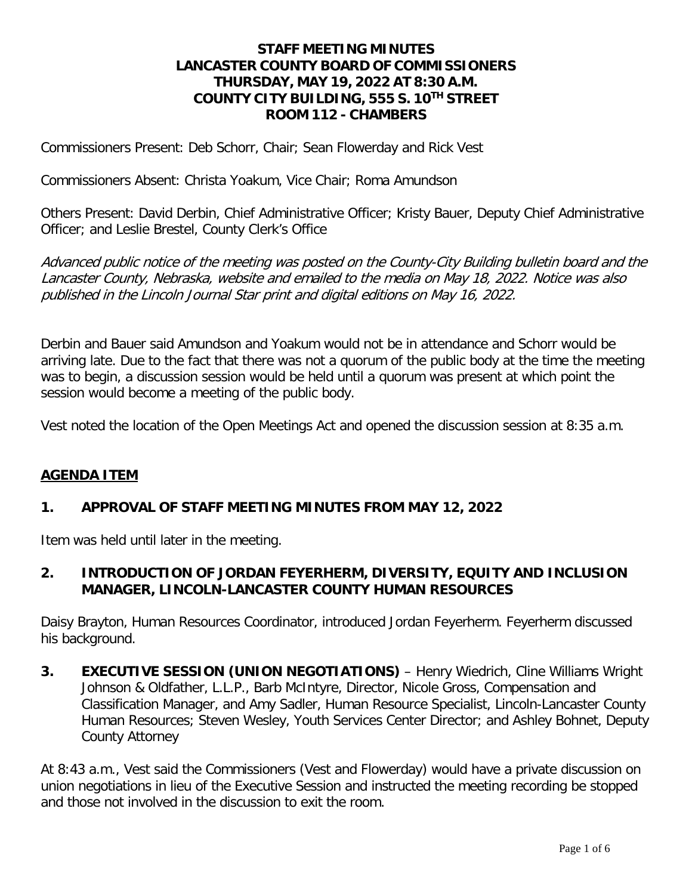**STAFF MEETING MINUTES**
**LANCASTER COUNTY BOARD OF COMMISSIONERS**
**THURSDAY, MAY 19, 2022 AT 8:30 A.M.**
**COUNTY CITY BUILDING, 555 S. 10TH STREET**
**ROOM 112 - CHAMBERS**

Commissioners Present: Deb Schorr, Chair; Sean Flowerday and Rick Vest

Commissioners Absent: Christa Yoakum, Vice Chair; Roma Amundson

Others Present: David Derbin, Chief Administrative Officer; Kristy Bauer, Deputy Chief Administrative Officer; and Leslie Brestel, County Clerk's Office

*Advanced public notice of the meeting was posted on the County-City Building bulletin board and the Lancaster County, Nebraska, website and emailed to the media on May 18, 2022. Notice was also published in the Lincoln Journal Star print and digital editions on May 16, 2022.*

Derbin and Bauer said Amundson and Yoakum would not be in attendance and Schorr would be arriving late. Due to the fact that there was not a quorum of the public body at the time the meeting was to begin, a discussion session would be held until a quorum was present at which point the session would become a meeting of the public body.

Vest noted the location of the Open Meetings Act and opened the discussion session at 8:35 a.m.

## AGENDA ITEM

### 1. APPROVAL OF STAFF MEETING MINUTES FROM MAY 12, 2022

Item was held until later in the meeting.

### 2. INTRODUCTION OF JORDAN FEYERHERM, DIVERSITY, EQUITY AND INCLUSION MANAGER, LINCOLN-LANCASTER COUNTY HUMAN RESOURCES

Daisy Brayton, Human Resources Coordinator, introduced Jordan Feyerherm. Feyerherm discussed his background.

### 3. EXECUTIVE SESSION (UNION NEGOTIATIONS) – Henry Wiedrich, Cline Williams Wright Johnson & Oldfather, L.L.P., Barb McIntyre, Director, Nicole Gross, Compensation and Classification Manager, and Amy Sadler, Human Resource Specialist, Lincoln-Lancaster County Human Resources; Steven Wesley, Youth Services Center Director; and Ashley Bohnet, Deputy County Attorney

At 8:43 a.m., Vest said the Commissioners (Vest and Flowerday) would have a private discussion on union negotiations in lieu of the Executive Session and instructed the meeting recording be stopped and those not involved in the discussion to exit the room.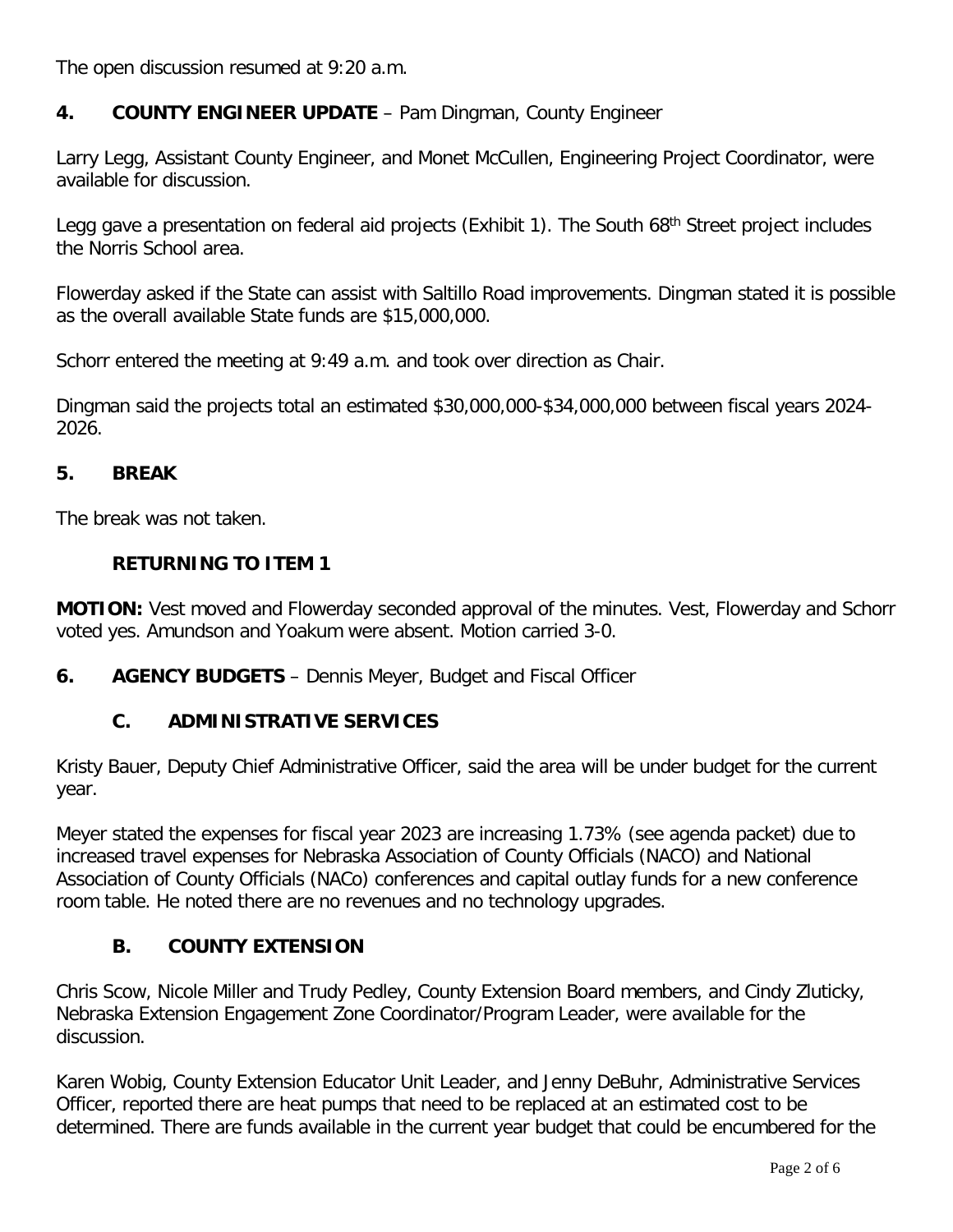The open discussion resumed at 9:20 a.m.

**4. COUNTY ENGINEER UPDATE** – Pam Dingman, County Engineer

Larry Legg, Assistant County Engineer, and Monet McCullen, Engineering Project Coordinator, were available for discussion.

Legg gave a presentation on federal aid projects (Exhibit 1). The South 68th Street project includes the Norris School area.

Flowerday asked if the State can assist with Saltillo Road improvements. Dingman stated it is possible as the overall available State funds are $15,000,000.

Schorr entered the meeting at 9:49 a.m. and took over direction as Chair.

Dingman said the projects total an estimated $30,000,000-$34,000,000 between fiscal years 2024-2026.

**5. BREAK**

The break was not taken.

**RETURNING TO ITEM 1**

**MOTION:** Vest moved and Flowerday seconded approval of the minutes. Vest, Flowerday and Schorr voted yes. Amundson and Yoakum were absent. Motion carried 3-0.

**6. AGENCY BUDGETS** – Dennis Meyer, Budget and Fiscal Officer

**C. ADMINISTRATIVE SERVICES**

Kristy Bauer, Deputy Chief Administrative Officer, said the area will be under budget for the current year.

Meyer stated the expenses for fiscal year 2023 are increasing 1.73% (see agenda packet) due to increased travel expenses for Nebraska Association of County Officials (NACO) and National Association of County Officials (NACo) conferences and capital outlay funds for a new conference room table. He noted there are no revenues and no technology upgrades.

**B. COUNTY EXTENSION**

Chris Scow, Nicole Miller and Trudy Pedley, County Extension Board members, and Cindy Zluticky, Nebraska Extension Engagement Zone Coordinator/Program Leader, were available for the discussion.

Karen Wobig, County Extension Educator Unit Leader, and Jenny DeBuhr, Administrative Services Officer, reported there are heat pumps that need to be replaced at an estimated cost to be determined. There are funds available in the current year budget that could be encumbered for the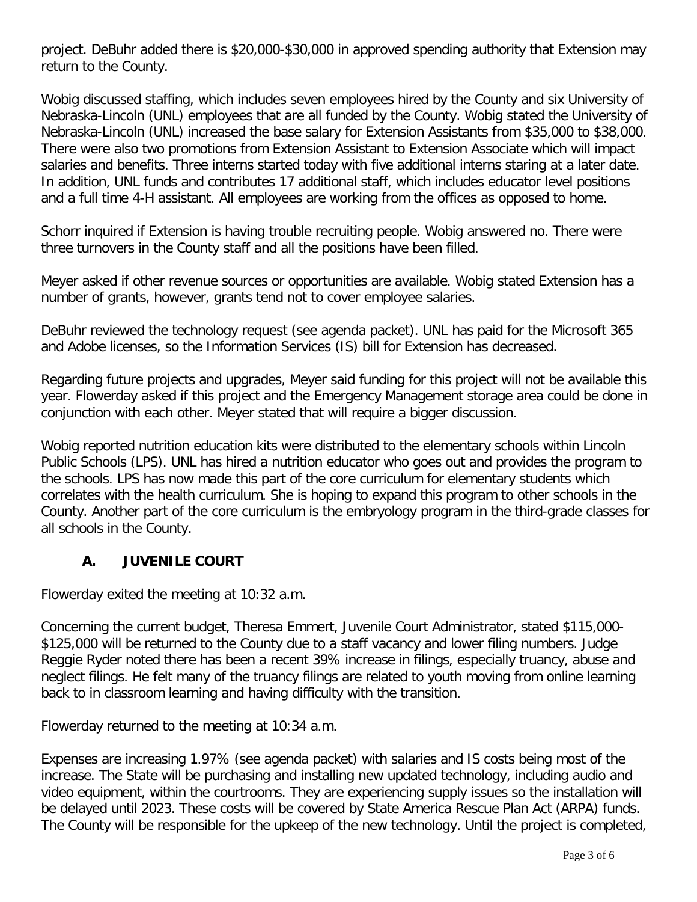project. DeBuhr added there is $20,000-$30,000 in approved spending authority that Extension may return to the County.

Wobig discussed staffing, which includes seven employees hired by the County and six University of Nebraska-Lincoln (UNL) employees that are all funded by the County. Wobig stated the University of Nebraska-Lincoln (UNL) increased the base salary for Extension Assistants from $35,000 to $38,000. There were also two promotions from Extension Assistant to Extension Associate which will impact salaries and benefits. Three interns started today with five additional interns staring at a later date. In addition, UNL funds and contributes 17 additional staff, which includes educator level positions and a full time 4-H assistant. All employees are working from the offices as opposed to home.

Schorr inquired if Extension is having trouble recruiting people. Wobig answered no. There were three turnovers in the County staff and all the positions have been filled.

Meyer asked if other revenue sources or opportunities are available. Wobig stated Extension has a number of grants, however, grants tend not to cover employee salaries.

DeBuhr reviewed the technology request (see agenda packet). UNL has paid for the Microsoft 365 and Adobe licenses, so the Information Services (IS) bill for Extension has decreased.

Regarding future projects and upgrades, Meyer said funding for this project will not be available this year. Flowerday asked if this project and the Emergency Management storage area could be done in conjunction with each other. Meyer stated that will require a bigger discussion.

Wobig reported nutrition education kits were distributed to the elementary schools within Lincoln Public Schools (LPS). UNL has hired a nutrition educator who goes out and provides the program to the schools. LPS has now made this part of the core curriculum for elementary students which correlates with the health curriculum. She is hoping to expand this program to other schools in the County. Another part of the core curriculum is the embryology program in the third-grade classes for all schools in the County.

### A. JUVENILE COURT

Flowerday exited the meeting at 10:32 a.m.

Concerning the current budget, Theresa Emmert, Juvenile Court Administrator, stated $115,000-$125,000 will be returned to the County due to a staff vacancy and lower filing numbers. Judge Reggie Ryder noted there has been a recent 39% increase in filings, especially truancy, abuse and neglect filings. He felt many of the truancy filings are related to youth moving from online learning back to in classroom learning and having difficulty with the transition.

Flowerday returned to the meeting at 10:34 a.m.

Expenses are increasing 1.97% (see agenda packet) with salaries and IS costs being most of the increase. The State will be purchasing and installing new updated technology, including audio and video equipment, within the courtrooms. They are experiencing supply issues so the installation will be delayed until 2023. These costs will be covered by State America Rescue Plan Act (ARPA) funds. The County will be responsible for the upkeep of the new technology. Until the project is completed,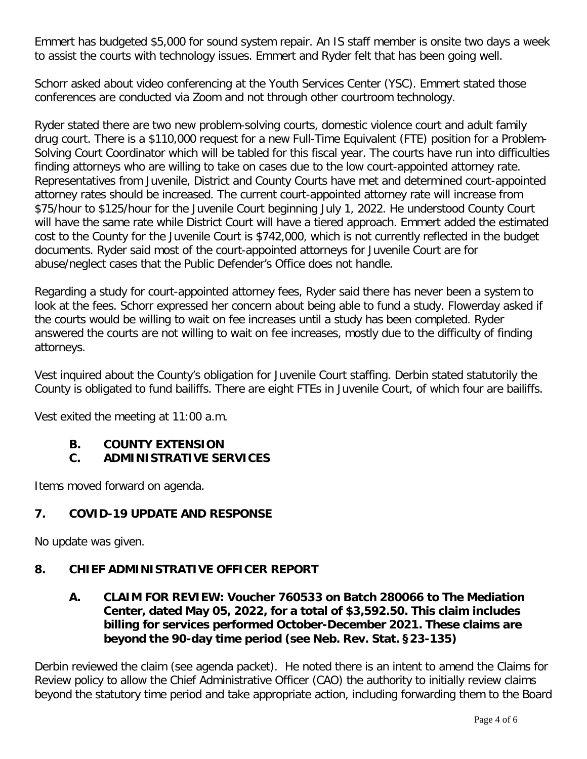Emmert has budgeted $5,000 for sound system repair. An IS staff member is onsite two days a week to assist the courts with technology issues. Emmert and Ryder felt that has been going well.

Schorr asked about video conferencing at the Youth Services Center (YSC). Emmert stated those conferences are conducted via Zoom and not through other courtroom technology.

Ryder stated there are two new problem-solving courts, domestic violence court and adult family drug court. There is a $110,000 request for a new Full-Time Equivalent (FTE) position for a Problem-Solving Court Coordinator which will be tabled for this fiscal year. The courts have run into difficulties finding attorneys who are willing to take on cases due to the low court-appointed attorney rate. Representatives from Juvenile, District and County Courts have met and determined court-appointed attorney rates should be increased. The current court-appointed attorney rate will increase from $75/hour to $125/hour for the Juvenile Court beginning July 1, 2022. He understood County Court will have the same rate while District Court will have a tiered approach. Emmert added the estimated cost to the County for the Juvenile Court is $742,000, which is not currently reflected in the budget documents. Ryder said most of the court-appointed attorneys for Juvenile Court are for abuse/neglect cases that the Public Defender's Office does not handle.

Regarding a study for court-appointed attorney fees, Ryder said there has never been a system to look at the fees. Schorr expressed her concern about being able to fund a study. Flowerday asked if the courts would be willing to wait on fee increases until a study has been completed. Ryder answered the courts are not willing to wait on fee increases, mostly due to the difficulty of finding attorneys.

Vest inquired about the County's obligation for Juvenile Court staffing. Derbin stated statutorily the County is obligated to fund bailiffs. There are eight FTEs in Juvenile Court, of which four are bailiffs.

Vest exited the meeting at 11:00 a.m.

**B. COUNTY EXTENSION**
**C. ADMINISTRATIVE SERVICES**

Items moved forward on agenda.

## 7. COVID-19 UPDATE AND RESPONSE

No update was given.

## 8. CHIEF ADMINISTRATIVE OFFICER REPORT

**A. CLAIM FOR REVIEW: Voucher 760533 on Batch 280066 to The Mediation Center, dated May 05, 2022, for a total of $3,592.50. This claim includes billing for services performed October-December 2021. These claims are beyond the 90-day time period (see Neb. Rev. Stat. §23-135)**

Derbin reviewed the claim (see agenda packet). He noted there is an intent to amend the Claims for Review policy to allow the Chief Administrative Officer (CAO) the authority to initially review claims beyond the statutory time period and take appropriate action, including forwarding them to the Board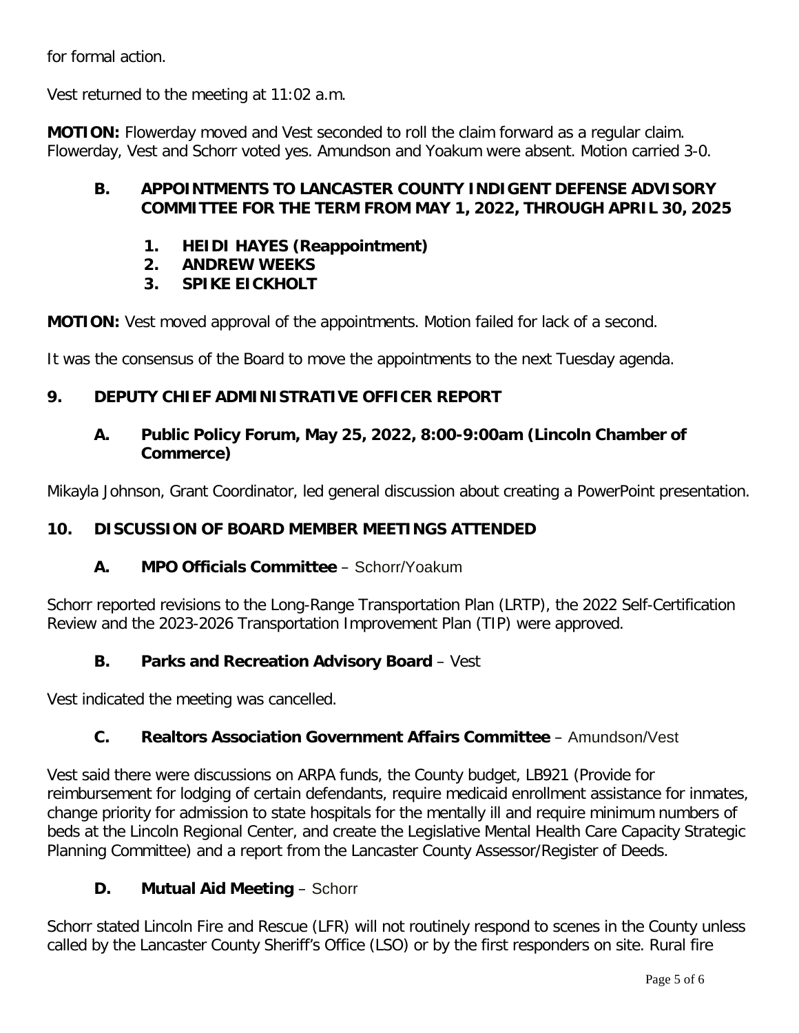for formal action.

Vest returned to the meeting at 11:02 a.m.

**MOTION:** Flowerday moved and Vest seconded to roll the claim forward as a regular claim. Flowerday, Vest and Schorr voted yes. Amundson and Yoakum were absent. Motion carried 3-0.

### B. APPOINTMENTS TO LANCASTER COUNTY INDIGENT DEFENSE ADVISORY COMMITTEE FOR THE TERM FROM MAY 1, 2022, THROUGH APRIL 30, 2025

1. **HEIDI HAYES (Reappointment)**
2. **ANDREW WEEKS**
3. **SPIKE EICKHOLT**

**MOTION:** Vest moved approval of the appointments. Motion failed for lack of a second.

It was the consensus of the Board to move the appointments to the next Tuesday agenda.

## 9. DEPUTY CHIEF ADMINISTRATIVE OFFICER REPORT

### A. Public Policy Forum, May 25, 2022, 8:00-9:00am (Lincoln Chamber of Commerce)

Mikayla Johnson, Grant Coordinator, led general discussion about creating a PowerPoint presentation.

## 10. DISCUSSION OF BOARD MEMBER MEETINGS ATTENDED

### A. MPO Officials Committee – Schorr/Yoakum

Schorr reported revisions to the Long-Range Transportation Plan (LRTP), the 2022 Self-Certification Review and the 2023-2026 Transportation Improvement Plan (TIP) were approved.

### B. Parks and Recreation Advisory Board – Vest

Vest indicated the meeting was cancelled.

### C. Realtors Association Government Affairs Committee – Amundson/Vest

Vest said there were discussions on ARPA funds, the County budget, LB921 (Provide for reimbursement for lodging of certain defendants, require medicaid enrollment assistance for inmates, change priority for admission to state hospitals for the mentally ill and require minimum numbers of beds at the Lincoln Regional Center, and create the Legislative Mental Health Care Capacity Strategic Planning Committee) and a report from the Lancaster County Assessor/Register of Deeds.

### D. Mutual Aid Meeting – Schorr

Schorr stated Lincoln Fire and Rescue (LFR) will not routinely respond to scenes in the County unless called by the Lancaster County Sheriff's Office (LSO) or by the first responders on site. Rural fire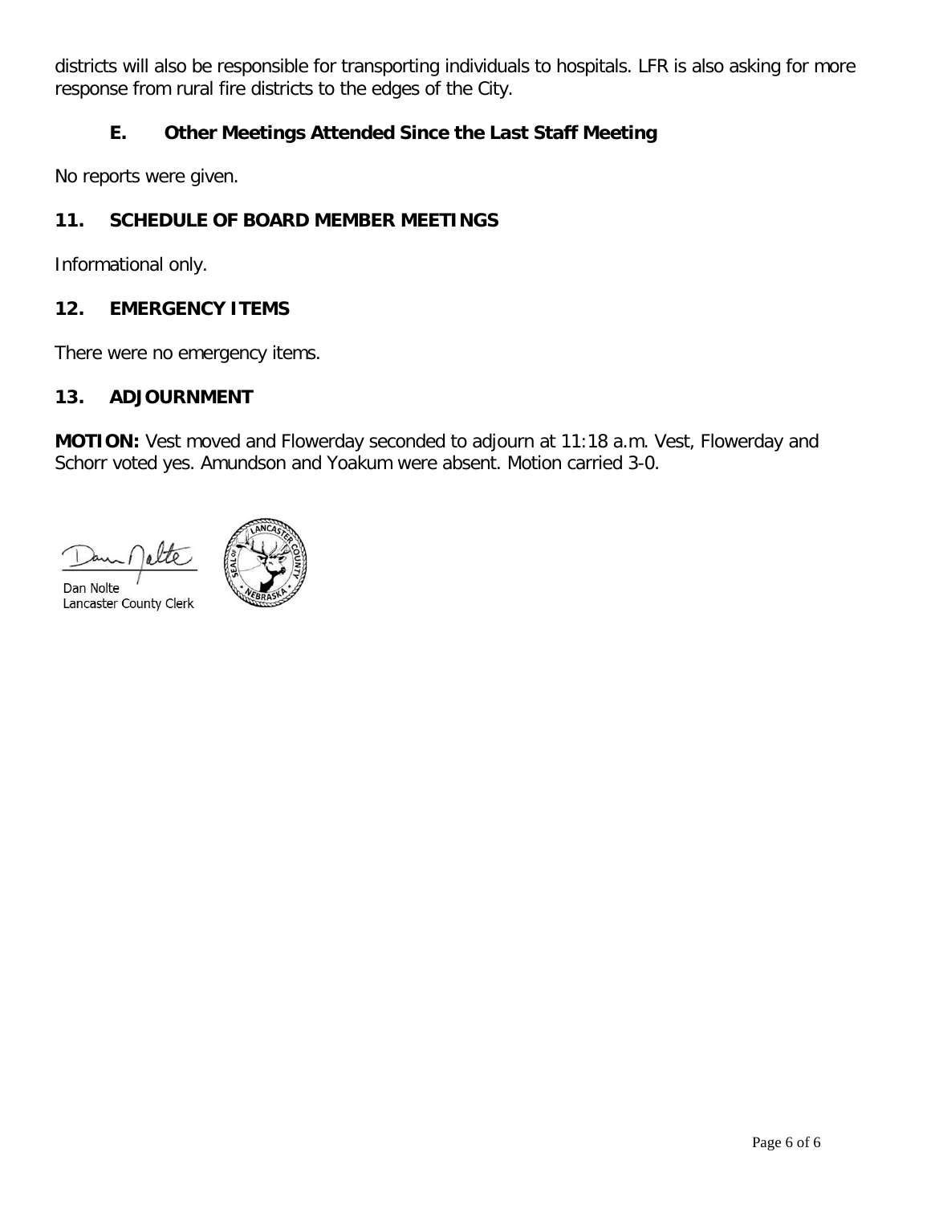districts will also be responsible for transporting individuals to hospitals. LFR is also asking for more response from rural fire districts to the edges of the City.

### E. Other Meetings Attended Since the Last Staff Meeting

No reports were given.

## 11. SCHEDULE OF BOARD MEMBER MEETINGS

Informational only.

## 12. EMERGENCY ITEMS

There were no emergency items.

## 13. ADJOURNMENT

**MOTION:** Vest moved and Flowerday seconded to adjourn at 11:18 a.m. Vest, Flowerday and Schorr voted yes. Amundson and Yoakum were absent. Motion carried 3-0.

Dan Nolte
Lancaster County Clerk